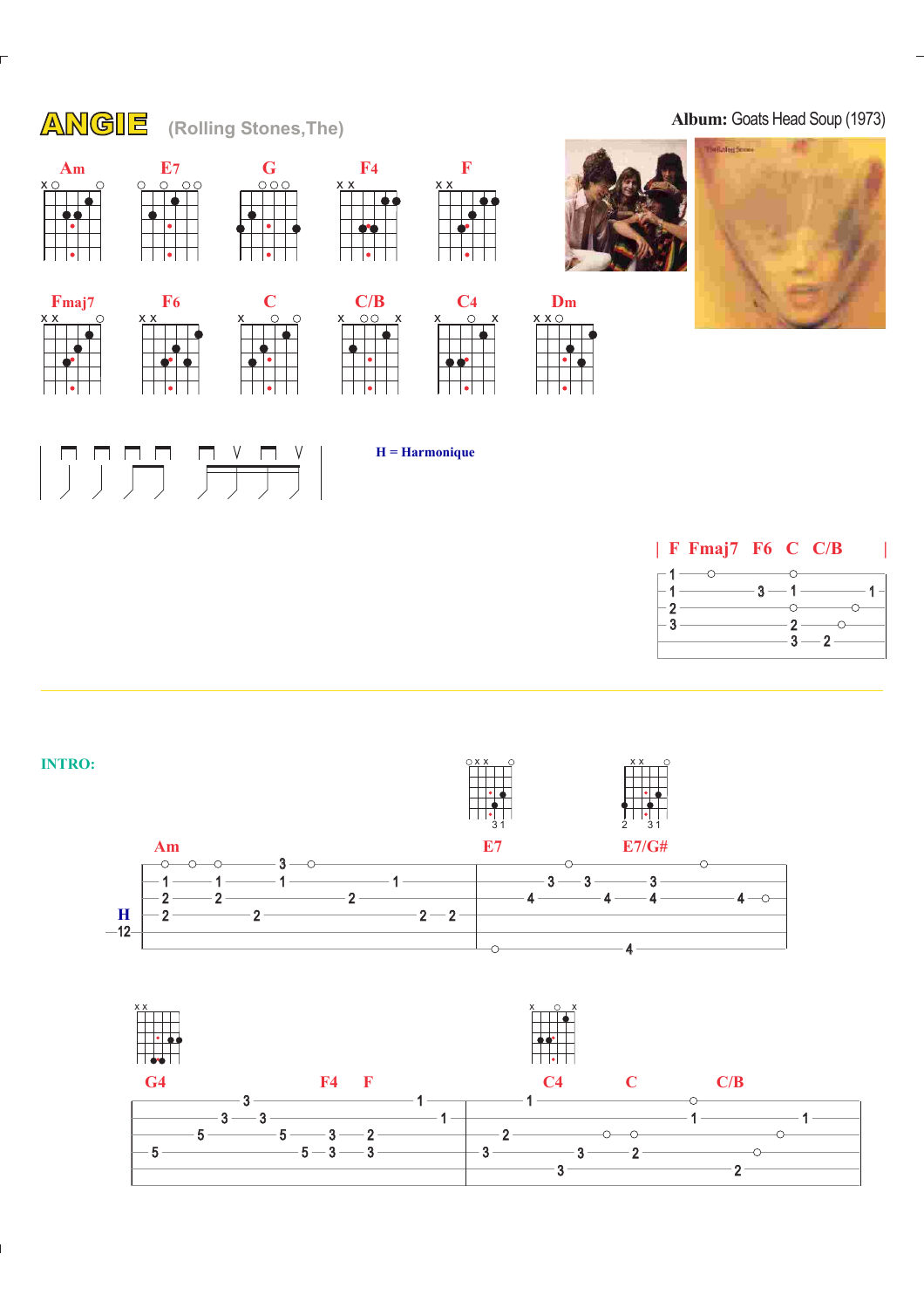# ANGIE (Rolling Stones,The)

**Album:** Goats Head Soup (1973)

Am E7 G F4 F

Fmaj7 F6 C C/B C4 Dm

H = Harmonique

| F Fmaj7 F6 C C/B |

INTRO:

Am E7 E7/G#

H 12

G4 F4 F C4 C C/B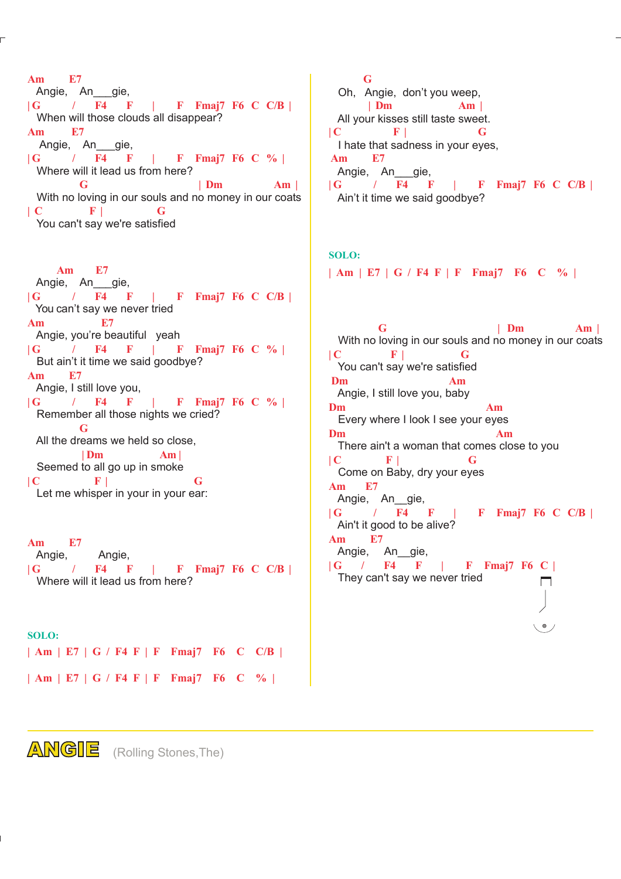```
Am        E7
  Angie,   An___gie,
| G        /     F4      F       |       F    Fmaj7  F6  C  C/B |
  When will those clouds all disappear?
Am        E7
   Angie,   An___gie,
| G        /     F4      F       |       F    Fmaj7  F6  C  % |
  Where will it lead us from here?
              G                          | Dm                 Am |
  With no loving in our souls and no money in our coats
| C            F |                G
  You can't say we're satisfied


           Am        E7
  Angie,   An___gie,
| G        /     F4      F       |       F    Fmaj7  F6  C  C/B |
  You can't say we never tried
Am                E7
  Angie, you're beautiful   yeah
| G        /     F4      F       |       F    Fmaj7  F6  C  % |
  But ain't it time we said goodbye?
Am        E7
  Angie, I still love you,
| G        /     F4      F       |       F    Fmaj7  F6  C  % |
  Remember all those nights we cried?
              G
  All the dreams we held so close,
                | Dm                Am |
  Seemed to all go up in smoke
| C                 F |                          G
  Let me whisper in your in your ear:


Am        E7
  Angie,          Angie,
| G        /     F4      F       |       F    Fmaj7  F6  C  C/B |
  Where will it lead us from here?
```

SOLO:

```
| Am | E7 | G / F4 F | F   Fmaj7   F6   C   C/B |

| Am | E7 | G / F4 F | F   Fmaj7   F6   C   % |
```

```
           G
  Oh,   Angie,  don't you weep,
              | Dm                 Am |
  All your kisses still taste sweet.
| C              F |               G
  I hate that sadness in your eyes,
Am        E7
  Angie,   An___gie,
| G        /     F4      F       |       F    Fmaj7  F6  C  C/B |
  Ain't it time we said goodbye?
```

SOLO:

```
| Am | E7 | G / F4 F | F   Fmaj7   F6   C   % |
```

```
              G                          | Dm                 Am |
  With no loving in our souls and no money in our coats
| C            F |                G
  You can't say we're satisfied
Dm                          Am
  Angie, I still love you, baby
Dm                                Am
  Every where I look I see your eyes
Dm                                  Am
  There ain't a woman that comes close to you
| C              F |                G
  Come on Baby, dry your eyes
Am        E7
  Angie,   An__gie,
| G        /     F4      F       |       F    Fmaj7  F6  C  C/B |
  Ain't it good to be alive?
Am        E7
  Angie,    An__gie,
| G      /     F4      F      |      F    Fmaj7  F6  C |
  They can't say we never tried
```

# ANGIE

(Rolling Stones,The)